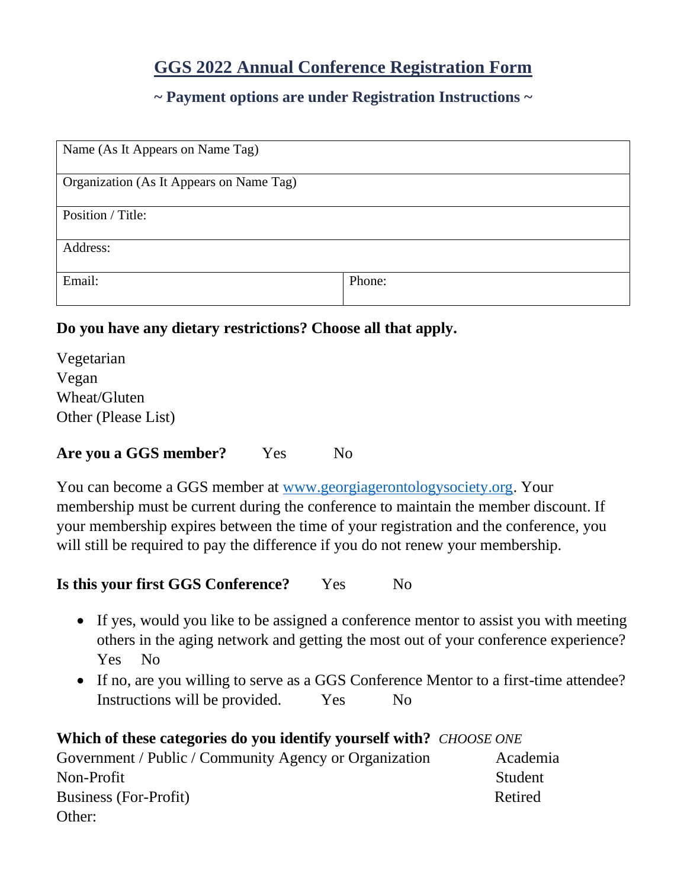# GGS 2022 Annual Conference Registration Form

### ~ Payment options are under Registration Instructions ~

| Name (As It Appears on Name Tag) | |
|---|---|
| Organization (As It Appears on Name Tag) | |
| Position / Title: | |
| Address: | |
| Email: | Phone: |

**Do you have any dietary restrictions? Choose all that apply.**

Vegetarian
Vegan
Wheat/Gluten
Other (Please List)

**Are you a GGS member?** Yes No

You can become a GGS member at [www.georgiagerontologysociety.org](http://www.georgiagerontologysociety.org). Your membership must be current during the conference to maintain the member discount. If your membership expires between the time of your registration and the conference, you will still be required to pay the difference if you do not renew your membership.

**Is this your first GGS Conference?** Yes No

- If yes, would you like to be assigned a conference mentor to assist you with meeting others in the aging network and getting the most out of your conference experience? Yes No
- If no, are you willing to serve as a GGS Conference Mentor to a first-time attendee? Instructions will be provided. Yes No

**Which of these categories do you identify yourself with?** *CHOOSE ONE*

Government / Public / Community Agency or Organization
Non-Profit
Business (For-Profit)
Other:
Academia
Student
Retired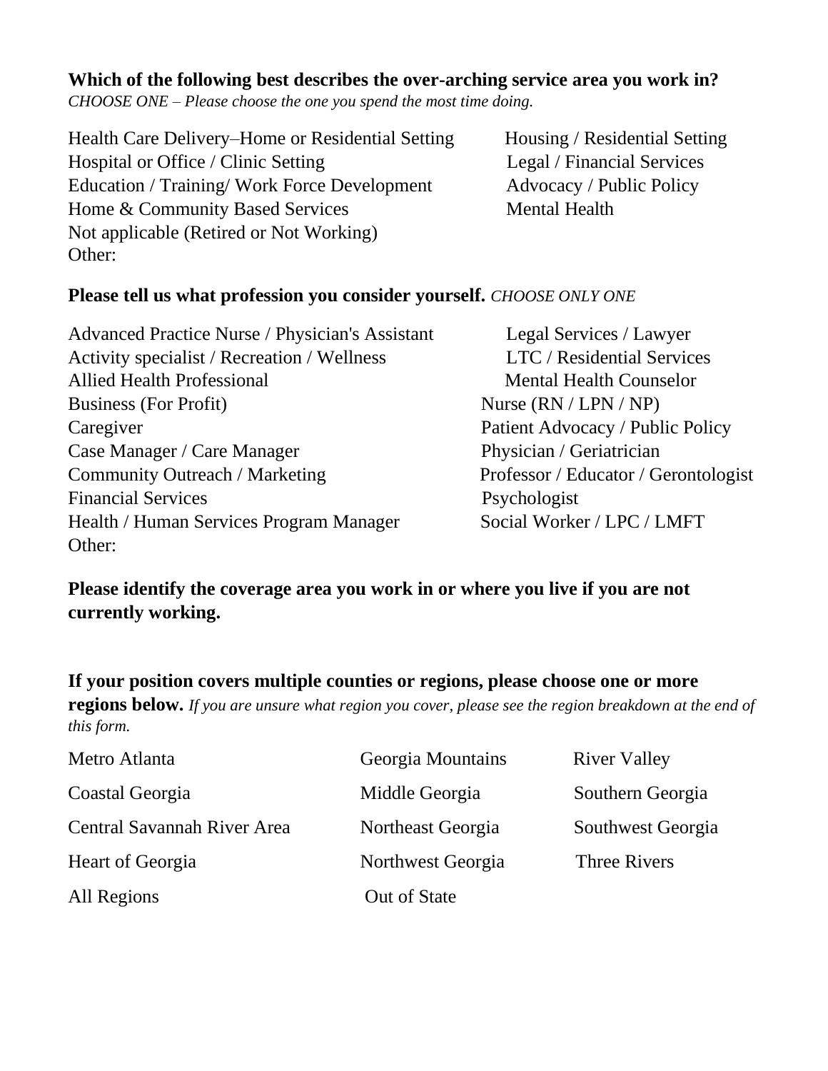**Which of the following best describes the over-arching service area you work in?**
*CHOOSE ONE – Please choose the one you spend the most time doing.*

Health Care Delivery–Home or Residential Setting
Hospital or Office / Clinic Setting
Education / Training/ Work Force Development
Home & Community Based Services
Not applicable (Retired or Not Working)
Other:
Housing / Residential Setting
Legal / Financial Services
Advocacy / Public Policy
Mental Health

**Please tell us what profession you consider yourself.** *CHOOSE ONLY ONE*

Advanced Practice Nurse / Physician's Assistant
Activity specialist / Recreation / Wellness
Allied Health Professional
Business (For Profit)
Caregiver
Case Manager / Care Manager
Community Outreach / Marketing
Financial Services
Health / Human Services Program Manager
Other:
Legal Services / Lawyer
LTC / Residential Services
Mental Health Counselor
Nurse (RN / LPN / NP)
Patient Advocacy / Public Policy
Physician / Geriatrician
Professor / Educator / Gerontologist
Psychologist
Social Worker / LPC / LMFT

**Please identify the coverage area you work in or where you live if you are not currently working.**

**If your position covers multiple counties or regions, please choose one or more regions below.** *If you are unsure what region you cover, please see the region breakdown at the end of this form.*

Metro Atlanta
Coastal Georgia
Central Savannah River Area
Heart of Georgia
All Regions
Georgia Mountains
Middle Georgia
Northeast Georgia
Northwest Georgia
Out of State
River Valley
Southern Georgia
Southwest Georgia
Three Rivers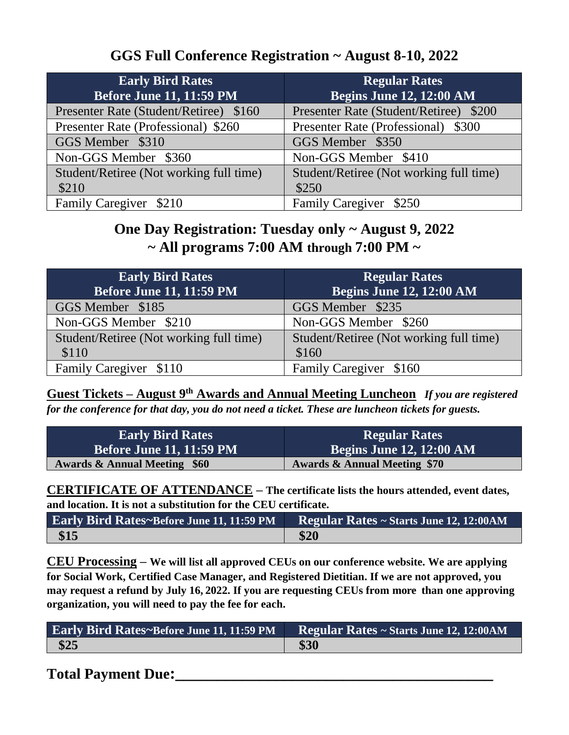## GGS Full Conference Registration ~ August 8-10, 2022

| Early Bird Rates<br>Before June 11, 11:59 PM | Regular Rates<br>Begins June 12, 12:00 AM |
|---|---|
| Presenter Rate (Student/Retiree) $160 | Presenter Rate (Student/Retiree) $200 |
| Presenter Rate (Professional) $260 | Presenter Rate (Professional) $300 |
| GGS Member $310 | GGS Member $350 |
| Non-GGS Member $360 | Non-GGS Member $410 |
| Student/Retiree (Not working full time) $210 | Student/Retiree (Not working full time) $250 |
| Family Caregiver $210 | Family Caregiver $250 |

## One Day Registration: Tuesday only ~ August 9, 2022
## ~ All programs 7:00 AM through 7:00 PM ~

| Early Bird Rates<br>Before June 11, 11:59 PM | Regular Rates<br>Begins June 12, 12:00 AM |
|---|---|
| GGS Member $185 | GGS Member $235 |
| Non-GGS Member $210 | Non-GGS Member $260 |
| Student/Retiree (Not working full time) $110 | Student/Retiree (Not working full time) $160 |
| Family Caregiver $110 | Family Caregiver $160 |

**Guest Tickets – August 9th Awards and Annual Meeting Luncheon** ***If you are registered for the conference for that day, you do not need a ticket. These are luncheon tickets for guests.***

| Early Bird Rates<br>Before June 11, 11:59 PM | Regular Rates<br>Begins June 12, 12:00 AM |
|---|---|
| **Awards & Annual Meeting $60** | **Awards & Annual Meeting $70** |

**CERTIFICATE OF ATTENDANCE – The certificate lists the hours attended, event dates, and location. It is not a substitution for the CEU certificate.**

| Early Bird Rates~Before June 11, 11:59 PM | Regular Rates ~ Starts June 12, 12:00AM |
|---|---|
| **$15** | **$20** |

**CEU Processing – We will list all approved CEUs on our conference website. We are applying for Social Work, Certified Case Manager, and Registered Dietitian. If we are not approved, you may request a refund by July 16, 2022. If you are requesting CEUs from more than one approving organization, you will need to pay the fee for each.**

| Early Bird Rates~Before June 11, 11:59 PM | Regular Rates ~ Starts June 12, 12:00AM |
|---|---|
| **$25** | **$30** |

**Total Payment Due:\_\_\_\_\_\_\_\_\_\_\_\_\_\_\_\_\_\_\_\_\_\_\_\_\_\_\_\_\_\_\_\_\_\_\_\_\_\_\_\_**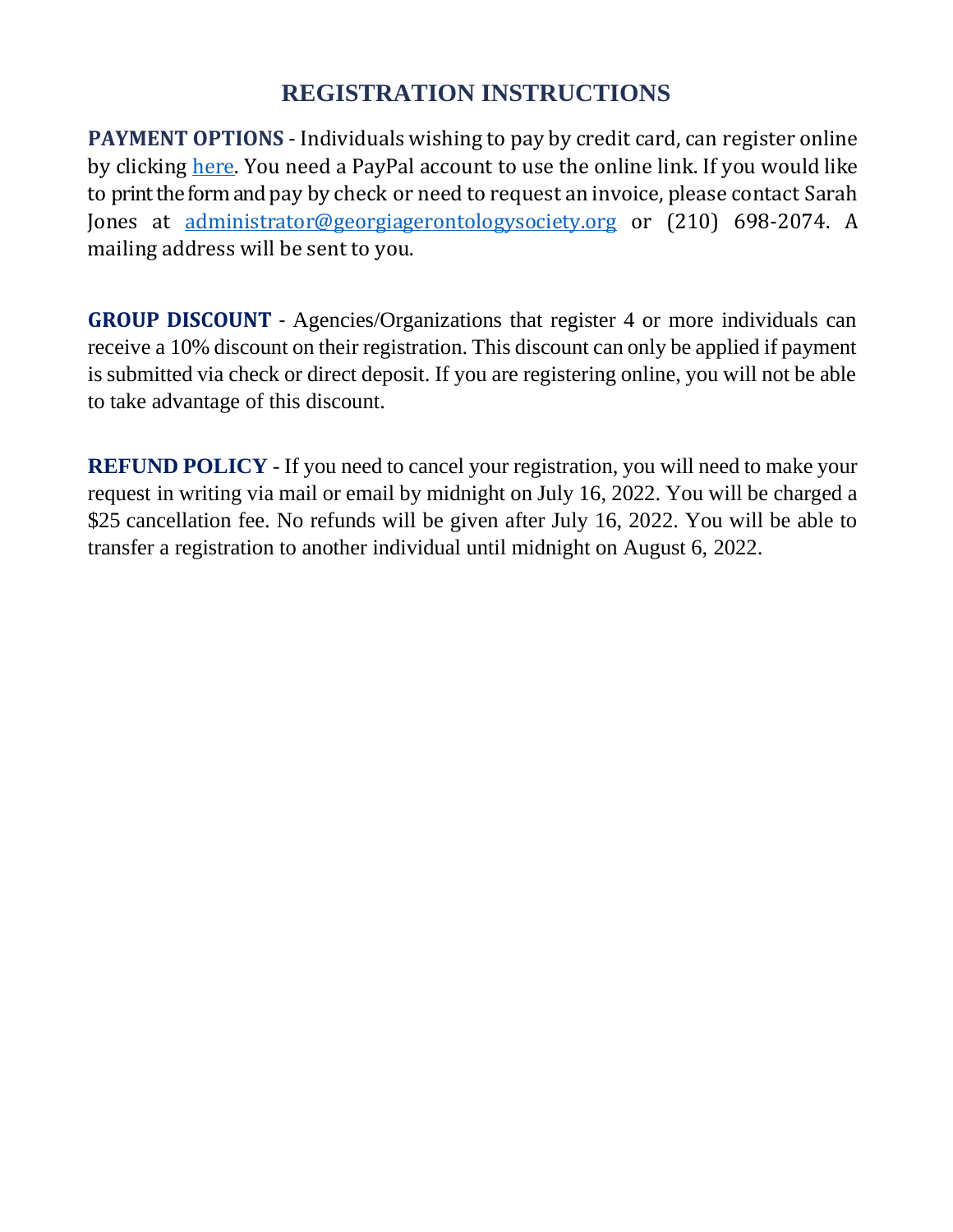# REGISTRATION INSTRUCTIONS

**PAYMENT OPTIONS** - Individuals wishing to pay by credit card, can register online by clicking [here](). You need a PayPal account to use the online link. If you would like to print the form and pay by check or need to request an invoice, please contact Sarah Jones at [administrator@georgiagerontologysociety.org](mailto:administrator@georgiagerontologysociety.org) or (210) 698-2074. A mailing address will be sent to you.

**GROUP DISCOUNT** - Agencies/Organizations that register 4 or more individuals can receive a 10% discount on their registration. This discount can only be applied if payment is submitted via check or direct deposit. If you are registering online, you will not be able to take advantage of this discount.

**REFUND POLICY** - If you need to cancel your registration, you will need to make your request in writing via mail or email by midnight on July 16, 2022. You will be charged a $25 cancellation fee. No refunds will be given after July 16, 2022. You will be able to transfer a registration to another individual until midnight on August 6, 2022.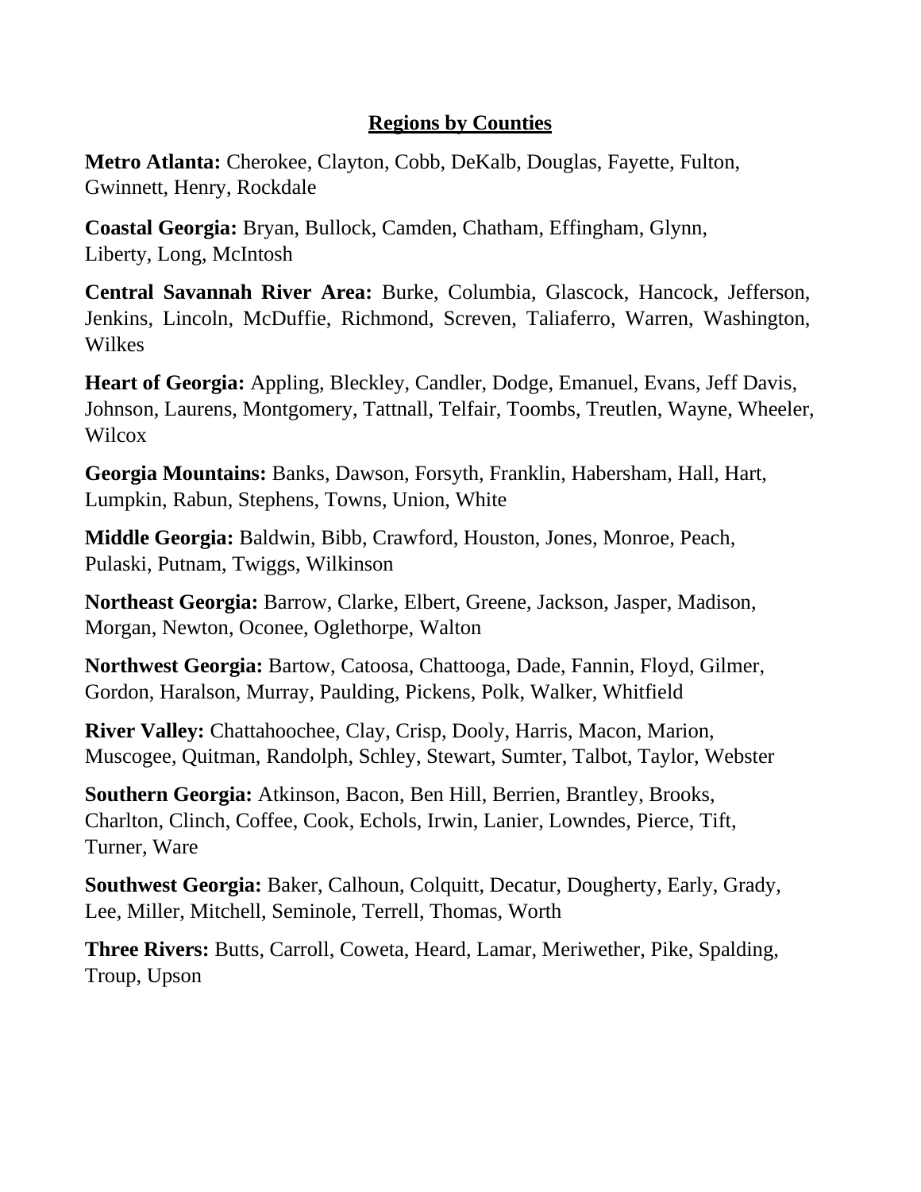## Regions by Counties

**Metro Atlanta:** Cherokee, Clayton, Cobb, DeKalb, Douglas, Fayette, Fulton, Gwinnett, Henry, Rockdale

**Coastal Georgia:** Bryan, Bullock, Camden, Chatham, Effingham, Glynn, Liberty, Long, McIntosh

**Central Savannah River Area:** Burke, Columbia, Glascock, Hancock, Jefferson, Jenkins, Lincoln, McDuffie, Richmond, Screven, Taliaferro, Warren, Washington, Wilkes

**Heart of Georgia:** Appling, Bleckley, Candler, Dodge, Emanuel, Evans, Jeff Davis, Johnson, Laurens, Montgomery, Tattnall, Telfair, Toombs, Treutlen, Wayne, Wheeler, Wilcox

**Georgia Mountains:** Banks, Dawson, Forsyth, Franklin, Habersham, Hall, Hart, Lumpkin, Rabun, Stephens, Towns, Union, White

**Middle Georgia:** Baldwin, Bibb, Crawford, Houston, Jones, Monroe, Peach, Pulaski, Putnam, Twiggs, Wilkinson

**Northeast Georgia:** Barrow, Clarke, Elbert, Greene, Jackson, Jasper, Madison, Morgan, Newton, Oconee, Oglethorpe, Walton

**Northwest Georgia:** Bartow, Catoosa, Chattooga, Dade, Fannin, Floyd, Gilmer, Gordon, Haralson, Murray, Paulding, Pickens, Polk, Walker, Whitfield

**River Valley:** Chattahoochee, Clay, Crisp, Dooly, Harris, Macon, Marion, Muscogee, Quitman, Randolph, Schley, Stewart, Sumter, Talbot, Taylor, Webster

**Southern Georgia:** Atkinson, Bacon, Ben Hill, Berrien, Brantley, Brooks, Charlton, Clinch, Coffee, Cook, Echols, Irwin, Lanier, Lowndes, Pierce, Tift, Turner, Ware

**Southwest Georgia:** Baker, Calhoun, Colquitt, Decatur, Dougherty, Early, Grady, Lee, Miller, Mitchell, Seminole, Terrell, Thomas, Worth

**Three Rivers:** Butts, Carroll, Coweta, Heard, Lamar, Meriwether, Pike, Spalding, Troup, Upson